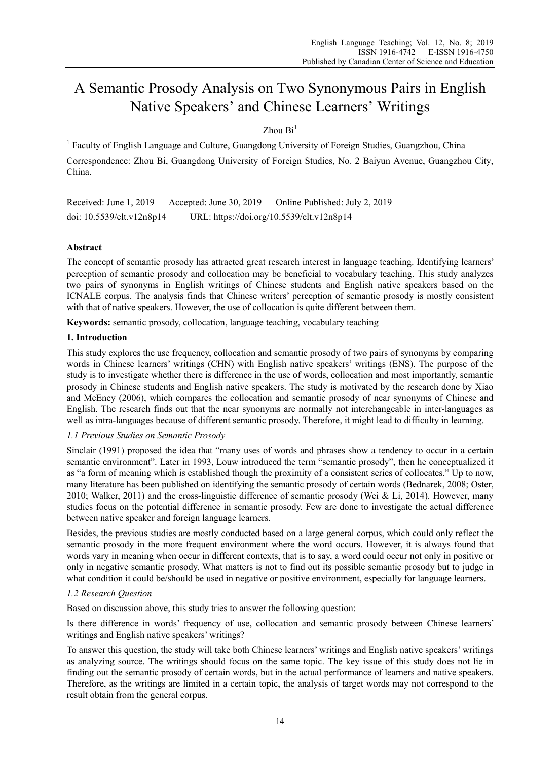# A Semantic Prosody Analysis on Two Synonymous Pairs in English Native Speakers' and Chinese Learners' Writings

Zhou Bi[1]

[1] Faculty of English Language and Culture, Guangdong University of Foreign Studies, Guangzhou, China

Correspondence: Zhou Bi, Guangdong University of Foreign Studies, No. 2 Baiyun Avenue, Guangzhou City, China.

Received: June 1, 2019 Accepted: June 30, 2019 Online Published: July 2, 2019

doi: 10.5539/elt.v12n8p14 URL: https://doi.org/10.5539/elt.v12n8p14

## Abstract

The concept of semantic prosody has attracted great research interest in language teaching. Identifying learners' perception of semantic prosody and collocation may be beneficial to vocabulary teaching. This study analyzes two pairs of synonyms in English writings of Chinese students and English native speakers based on the ICNALE corpus. The analysis finds that Chinese writers' perception of semantic prosody is mostly consistent with that of native speakers. However, the use of collocation is quite different between them.

**Keywords:** semantic prosody, collocation, language teaching, vocabulary teaching

## 1. Introduction

This study explores the use frequency, collocation and semantic prosody of two pairs of synonyms by comparing words in Chinese learners' writings (CHN) with English native speakers' writings (ENS). The purpose of the study is to investigate whether there is difference in the use of words, collocation and most importantly, semantic prosody in Chinese students and English native speakers. The study is motivated by the research done by Xiao and McEney (2006), which compares the collocation and semantic prosody of near synonyms of Chinese and English. The research finds out that the near synonyms are normally not interchangeable in inter-languages as well as intra-languages because of different semantic prosody. Therefore, it might lead to difficulty in learning.

### *1.1 Previous Studies on Semantic Prosody*

Sinclair (1991) proposed the idea that "many uses of words and phrases show a tendency to occur in a certain semantic environment". Later in 1993, Louw introduced the term "semantic prosody", then he conceptualized it as "a form of meaning which is established though the proximity of a consistent series of collocates." Up to now, many literature has been published on identifying the semantic prosody of certain words (Bednarek, 2008; Oster, 2010; Walker, 2011) and the cross-linguistic difference of semantic prosody (Wei & Li, 2014). However, many studies focus on the potential difference in semantic prosody. Few are done to investigate the actual difference between native speaker and foreign language learners.

Besides, the previous studies are mostly conducted based on a large general corpus, which could only reflect the semantic prosody in the more frequent environment where the word occurs. However, it is always found that words vary in meaning when occur in different contexts, that is to say, a word could occur not only in positive or only in negative semantic prosody. What matters is not to find out its possible semantic prosody but to judge in what condition it could be/should be used in negative or positive environment, especially for language learners.

### *1.2 Research Question*

Based on discussion above, this study tries to answer the following question:

Is there difference in words' frequency of use, collocation and semantic prosody between Chinese learners' writings and English native speakers' writings?

To answer this question, the study will take both Chinese learners' writings and English native speakers' writings as analyzing source. The writings should focus on the same topic. The key issue of this study does not lie in finding out the semantic prosody of certain words, but in the actual performance of learners and native speakers. Therefore, as the writings are limited in a certain topic, the analysis of target words may not correspond to the result obtain from the general corpus.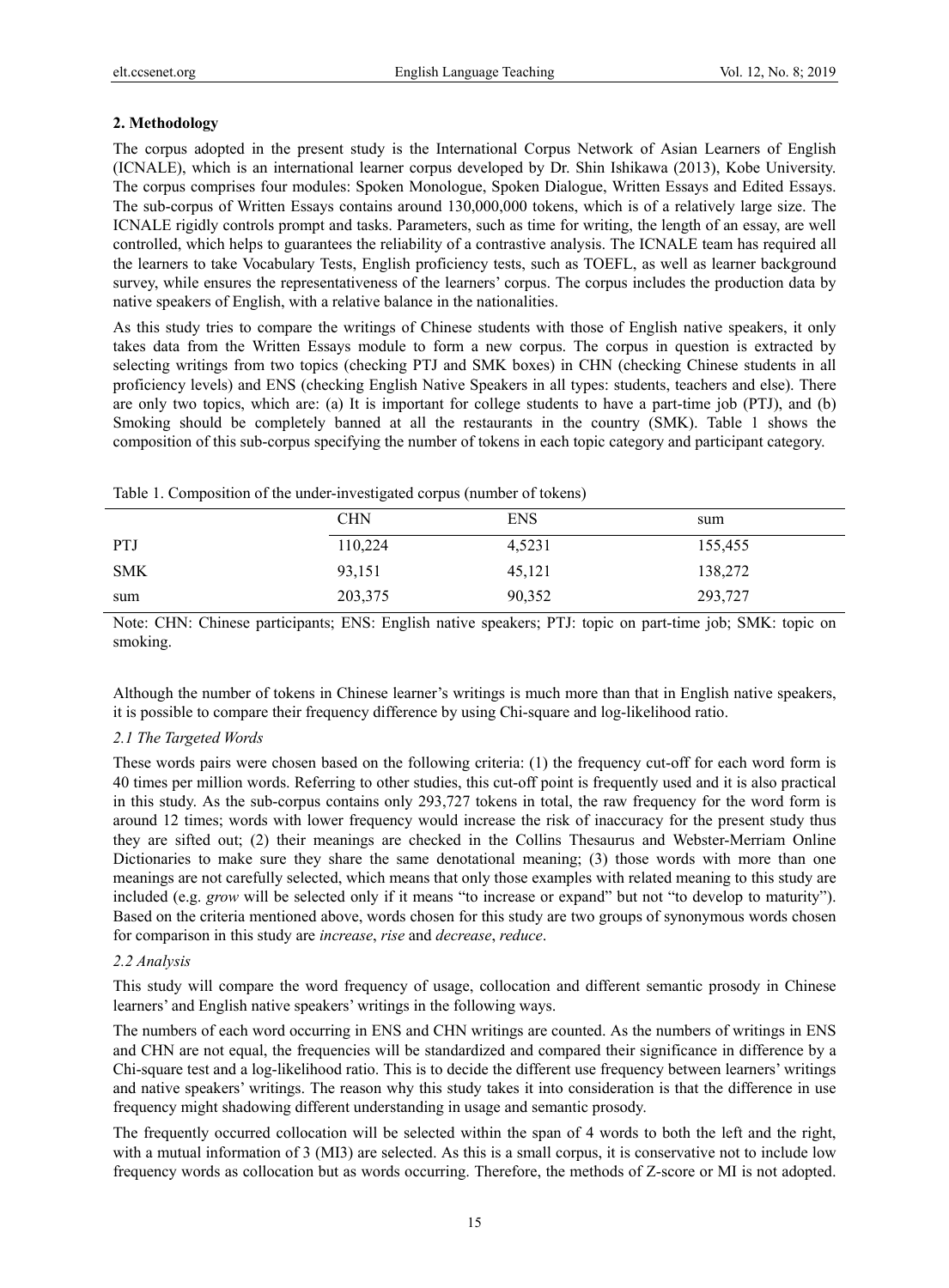## 2. Methodology

The corpus adopted in the present study is the International Corpus Network of Asian Learners of English (ICNALE), which is an international learner corpus developed by Dr. Shin Ishikawa (2013), Kobe University. The corpus comprises four modules: Spoken Monologue, Spoken Dialogue, Written Essays and Edited Essays. The sub-corpus of Written Essays contains around 130,000,000 tokens, which is of a relatively large size. The ICNALE rigidly controls prompt and tasks. Parameters, such as time for writing, the length of an essay, are well controlled, which helps to guarantees the reliability of a contrastive analysis. The ICNALE team has required all the learners to take Vocabulary Tests, English proficiency tests, such as TOEFL, as well as learner background survey, while ensures the representativeness of the learners' corpus. The corpus includes the production data by native speakers of English, with a relative balance in the nationalities.

As this study tries to compare the writings of Chinese students with those of English native speakers, it only takes data from the Written Essays module to form a new corpus. The corpus in question is extracted by selecting writings from two topics (checking PTJ and SMK boxes) in CHN (checking Chinese students in all proficiency levels) and ENS (checking English Native Speakers in all types: students, teachers and else). There are only two topics, which are: (a) It is important for college students to have a part-time job (PTJ), and (b) Smoking should be completely banned at all the restaurants in the country (SMK). Table 1 shows the composition of this sub-corpus specifying the number of tokens in each topic category and participant category.

Table 1. Composition of the under-investigated corpus (number of tokens)

| | CHN | ENS | sum |
|---|---|---|---|
| PTJ | 110,224 | 4,5231 | 155,455 |
| SMK | 93,151 | 45,121 | 138,272 |
| sum | 203,375 | 90,352 | 293,727 |

Note: CHN: Chinese participants; ENS: English native speakers; PTJ: topic on part-time job; SMK: topic on smoking.

Although the number of tokens in Chinese learner's writings is much more than that in English native speakers, it is possible to compare their frequency difference by using Chi-square and log-likelihood ratio.

### *2.1 The Targeted Words*

These words pairs were chosen based on the following criteria: (1) the frequency cut-off for each word form is 40 times per million words. Referring to other studies, this cut-off point is frequently used and it is also practical in this study. As the sub-corpus contains only 293,727 tokens in total, the raw frequency for the word form is around 12 times; words with lower frequency would increase the risk of inaccuracy for the present study thus they are sifted out; (2) their meanings are checked in the Collins Thesaurus and Webster-Merriam Online Dictionaries to make sure they share the same denotational meaning; (3) those words with more than one meanings are not carefully selected, which means that only those examples with related meaning to this study are included (e.g. *grow* will be selected only if it means "to increase or expand" but not "to develop to maturity"). Based on the criteria mentioned above, words chosen for this study are two groups of synonymous words chosen for comparison in this study are *increase*, *rise* and *decrease*, *reduce*.

### *2.2 Analysis*

This study will compare the word frequency of usage, collocation and different semantic prosody in Chinese learners' and English native speakers' writings in the following ways.

The numbers of each word occurring in ENS and CHN writings are counted. As the numbers of writings in ENS and CHN are not equal, the frequencies will be standardized and compared their significance in difference by a Chi-square test and a log-likelihood ratio. This is to decide the different use frequency between learners' writings and native speakers' writings. The reason why this study takes it into consideration is that the difference in use frequency might shadowing different understanding in usage and semantic prosody.

The frequently occurred collocation will be selected within the span of 4 words to both the left and the right, with a mutual information of 3 (MI3) are selected. As this is a small corpus, it is conservative not to include low frequency words as collocation but as words occurring. Therefore, the methods of Z-score or MI is not adopted.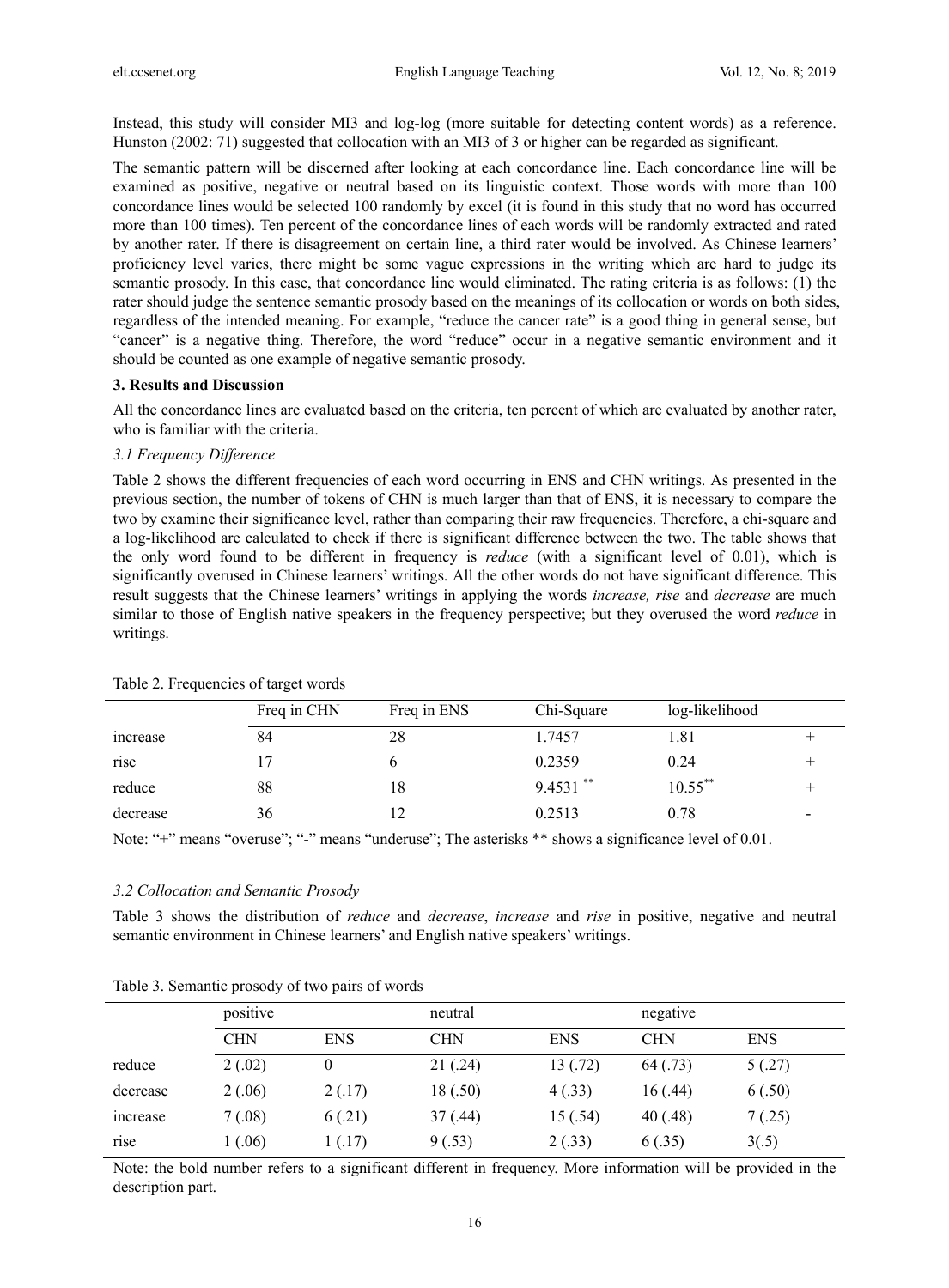Instead, this study will consider MI3 and log-log (more suitable for detecting content words) as a reference. Hunston (2002: 71) suggested that collocation with an MI3 of 3 or higher can be regarded as significant.

The semantic pattern will be discerned after looking at each concordance line. Each concordance line will be examined as positive, negative or neutral based on its linguistic context. Those words with more than 100 concordance lines would be selected 100 randomly by excel (it is found in this study that no word has occurred more than 100 times). Ten percent of the concordance lines of each words will be randomly extracted and rated by another rater. If there is disagreement on certain line, a third rater would be involved. As Chinese learners' proficiency level varies, there might be some vague expressions in the writing which are hard to judge its semantic prosody. In this case, that concordance line would eliminated. The rating criteria is as follows: (1) the rater should judge the sentence semantic prosody based on the meanings of its collocation or words on both sides, regardless of the intended meaning. For example, "reduce the cancer rate" is a good thing in general sense, but "cancer" is a negative thing. Therefore, the word "reduce" occur in a negative semantic environment and it should be counted as one example of negative semantic prosody.

## 3. Results and Discussion

All the concordance lines are evaluated based on the criteria, ten percent of which are evaluated by another rater, who is familiar with the criteria.

### *3.1 Frequency Difference*

Table 2 shows the different frequencies of each word occurring in ENS and CHN writings. As presented in the previous section, the number of tokens of CHN is much larger than that of ENS, it is necessary to compare the two by examine their significance level, rather than comparing their raw frequencies. Therefore, a chi-square and a log-likelihood are calculated to check if there is significant difference between the two. The table shows that the only word found to be different in frequency is *reduce* (with a significant level of 0.01), which is significantly overused in Chinese learners' writings. All the other words do not have significant difference. This result suggests that the Chinese learners' writings in applying the words *increase, rise* and *decrease* are much similar to those of English native speakers in the frequency perspective; but they overused the word *reduce* in writings.

Table 2. Frequencies of target words

| | Freq in CHN | Freq in ENS | Chi-Square | log-likelihood | |
|---|---|---|---|---|---|
| increase | 84 | 28 | 1.7457 | 1.81 | + |
| rise | 17 | 6 | 0.2359 | 0.24 | + |
| reduce | 88 | 18 | 9.4531 ** | 10.55** | + |
| decrease | 36 | 12 | 0.2513 | 0.78 | - |

Note: "+" means "overuse"; "-" means "underuse"; The asterisks ** shows a significance level of 0.01.

### *3.2 Collocation and Semantic Prosody*

Table 3 shows the distribution of *reduce* and *decrease*, *increase* and *rise* in positive, negative and neutral semantic environment in Chinese learners' and English native speakers' writings.

Table 3. Semantic prosody of two pairs of words

| | positive | | neutral | | negative | |
|---|---|---|---|---|---|---|
| | CHN | ENS | CHN | ENS | CHN | ENS |
| reduce | 2 (.02) | 0 | 21 (.24) | 13 (.72) | 64 (.73) | 5 (.27) |
| decrease | 2 (.06) | 2 (.17) | 18 (.50) | 4 (.33) | 16 (.44) | 6 (.50) |
| increase | 7 (.08) | 6 (.21) | 37 (.44) | 15 (.54) | 40 (.48) | 7 (.25) |
| rise | 1 (.06) | 1 (.17) | 9 (.53) | 2 (.33) | 6 (.35) | 3(.5) |

Note: the bold number refers to a significant different in frequency. More information will be provided in the description part.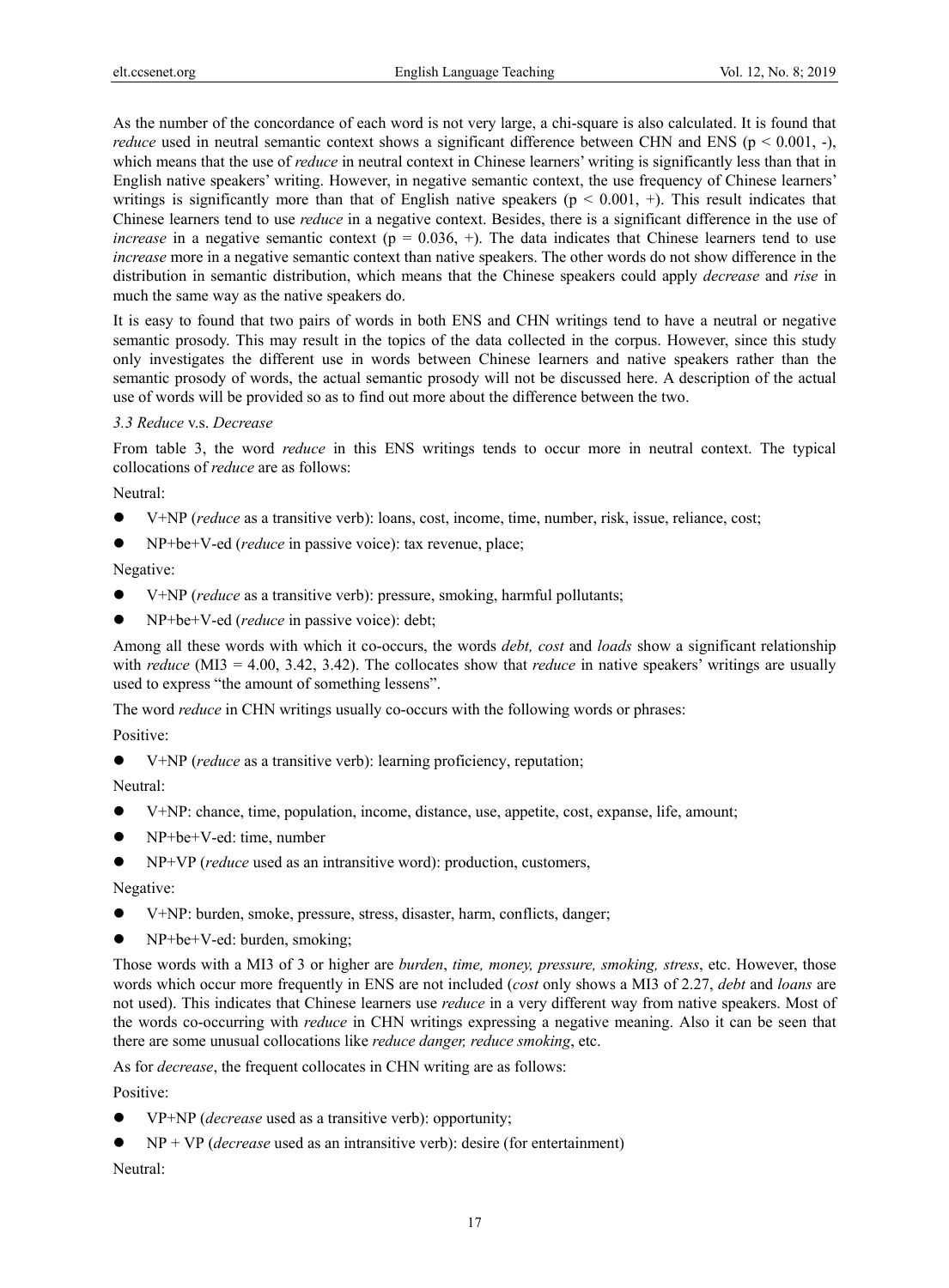As the number of the concordance of each word is not very large, a chi-square is also calculated. It is found that *reduce* used in neutral semantic context shows a significant difference between CHN and ENS ($p < 0.001$, -), which means that the use of *reduce* in neutral context in Chinese learners' writing is significantly less than that in English native speakers' writing. However, in negative semantic context, the use frequency of Chinese learners' writings is significantly more than that of English native speakers ($p < 0.001$, +). This result indicates that Chinese learners tend to use *reduce* in a negative context. Besides, there is a significant difference in the use of *increase* in a negative semantic context ($p = 0.036$, +). The data indicates that Chinese learners tend to use *increase* more in a negative semantic context than native speakers. The other words do not show difference in the distribution in semantic distribution, which means that the Chinese speakers could apply *decrease* and *rise* in much the same way as the native speakers do.

It is easy to found that two pairs of words in both ENS and CHN writings tend to have a neutral or negative semantic prosody. This may result in the topics of the data collected in the corpus. However, since this study only investigates the different use in words between Chinese learners and native speakers rather than the semantic prosody of words, the actual semantic prosody will not be discussed here. A description of the actual use of words will be provided so as to find out more about the difference between the two.

### *3.3 Reduce* v.s. *Decrease*

From table 3, the word *reduce* in this ENS writings tends to occur more in neutral context. The typical collocations of *reduce* are as follows:

Neutral:

- V+NP (*reduce* as a transitive verb): loans, cost, income, time, number, risk, issue, reliance, cost;
- NP+be+V-ed (*reduce* in passive voice): tax revenue, place;

Negative:

- V+NP (*reduce* as a transitive verb): pressure, smoking, harmful pollutants;
- NP+be+V-ed (*reduce* in passive voice): debt;

Among all these words with which it co-occurs, the words *debt, cost* and *loads* show a significant relationship with *reduce* (MI3 = 4.00, 3.42, 3.42). The collocates show that *reduce* in native speakers' writings are usually used to express "the amount of something lessens".

The word *reduce* in CHN writings usually co-occurs with the following words or phrases:

Positive:

- V+NP (*reduce* as a transitive verb): learning proficiency, reputation;

Neutral:

- V+NP: chance, time, population, income, distance, use, appetite, cost, expanse, life, amount;
- NP+be+V-ed: time, number
- NP+VP (*reduce* used as an intransitive word): production, customers,

Negative:

- V+NP: burden, smoke, pressure, stress, disaster, harm, conflicts, danger;
- NP+be+V-ed: burden, smoking;

Those words with a MI3 of 3 or higher are *burden*, *time, money, pressure, smoking, stress*, etc. However, those words which occur more frequently in ENS are not included (*cost* only shows a MI3 of 2.27, *debt* and *loans* are not used). This indicates that Chinese learners use *reduce* in a very different way from native speakers. Most of the words co-occurring with *reduce* in CHN writings expressing a negative meaning. Also it can be seen that there are some unusual collocations like *reduce danger, reduce smoking*, etc.

As for *decrease*, the frequent collocates in CHN writing are as follows:

Positive:

- VP+NP (*decrease* used as a transitive verb): opportunity;
- NP + VP (*decrease* used as an intransitive verb): desire (for entertainment)

Neutral: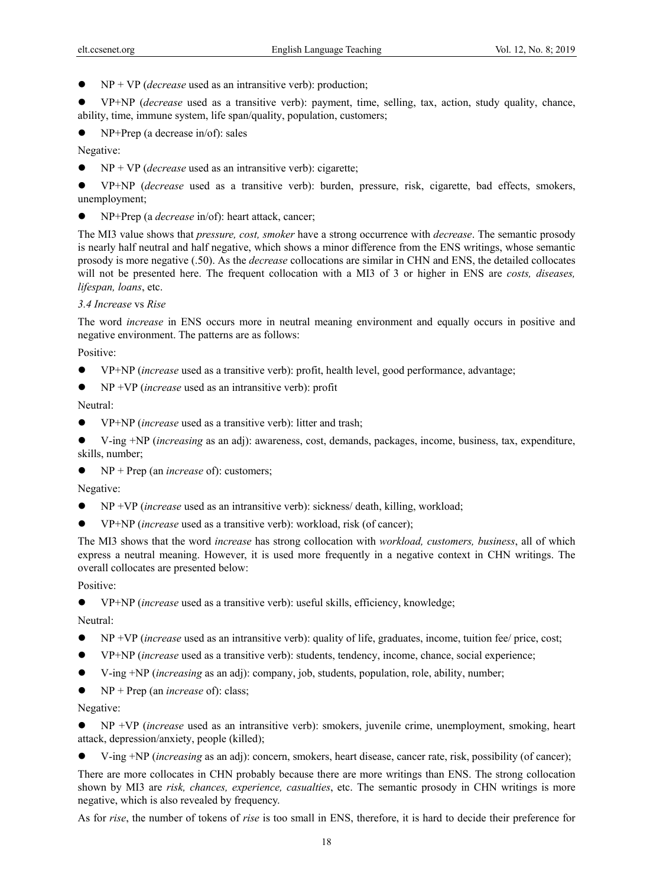- NP + VP (*decrease* used as an intransitive verb): production;
- VP+NP (*decrease* used as a transitive verb): payment, time, selling, tax, action, study quality, chance, ability, time, immune system, life span/quality, population, customers;
- NP+Prep (a decrease in/of): sales

Negative:

- NP + VP (*decrease* used as an intransitive verb): cigarette;
- VP+NP (*decrease* used as a transitive verb): burden, pressure, risk, cigarette, bad effects, smokers, unemployment;
- NP+Prep (a *decrease* in/of): heart attack, cancer;

The MI3 value shows that *pressure, cost, smoker* have a strong occurrence with *decrease*. The semantic prosody is nearly half neutral and half negative, which shows a minor difference from the ENS writings, whose semantic prosody is more negative (.50). As the *decrease* collocations are similar in CHN and ENS, the detailed collocates will not be presented here. The frequent collocation with a MI3 of 3 or higher in ENS are *costs, diseases, lifespan, loans*, etc.

### 3.4 *Increase* vs *Rise*

The word *increase* in ENS occurs more in neutral meaning environment and equally occurs in positive and negative environment. The patterns are as follows:

Positive:

- VP+NP (*increase* used as a transitive verb): profit, health level, good performance, advantage;
- NP +VP (*increase* used as an intransitive verb): profit

Neutral:

- VP+NP (*increase* used as a transitive verb): litter and trash;
- V-ing +NP (*increasing* as an adj): awareness, cost, demands, packages, income, business, tax, expenditure, skills, number;
- NP + Prep (an *increase* of): customers;

Negative:

- NP +VP (*increase* used as an intransitive verb): sickness/ death, killing, workload;
- VP+NP (*increase* used as a transitive verb): workload, risk (of cancer);

The MI3 shows that the word *increase* has strong collocation with *workload, customers, business*, all of which express a neutral meaning. However, it is used more frequently in a negative context in CHN writings. The overall collocates are presented below:

Positive:

- VP+NP (*increase* used as a transitive verb): useful skills, efficiency, knowledge;

Neutral:

- NP +VP (*increase* used as an intransitive verb): quality of life, graduates, income, tuition fee/ price, cost;
- VP+NP (*increase* used as a transitive verb): students, tendency, income, chance, social experience;
- V-ing +NP (*increasing* as an adj): company, job, students, population, role, ability, number;
- NP + Prep (an *increase* of): class;

Negative:

- NP +VP (*increase* used as an intransitive verb): smokers, juvenile crime, unemployment, smoking, heart attack, depression/anxiety, people (killed);
- V-ing +NP (*increasing* as an adj): concern, smokers, heart disease, cancer rate, risk, possibility (of cancer);

There are more collocates in CHN probably because there are more writings than ENS. The strong collocation shown by MI3 are *risk, chances, experience, casualties*, etc. The semantic prosody in CHN writings is more negative, which is also revealed by frequency.

As for *rise*, the number of tokens of *rise* is too small in ENS, therefore, it is hard to decide their preference for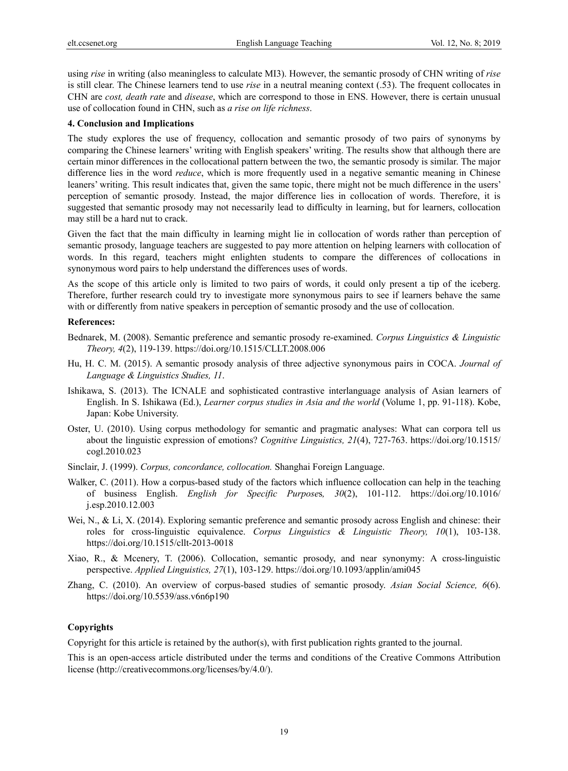using *rise* in writing (also meaningless to calculate MI3). However, the semantic prosody of CHN writing of *rise* is still clear. The Chinese learners tend to use *rise* in a neutral meaning context (.53). The frequent collocates in CHN are *cost, death rate* and *disease*, which are correspond to those in ENS. However, there is certain unusual use of collocation found in CHN, such as *a rise on life richness*.

## 4. Conclusion and Implications

The study explores the use of frequency, collocation and semantic prosody of two pairs of synonyms by comparing the Chinese learners' writing with English speakers' writing. The results show that although there are certain minor differences in the collocational pattern between the two, the semantic prosody is similar. The major difference lies in the word *reduce*, which is more frequently used in a negative semantic meaning in Chinese leaners' writing. This result indicates that, given the same topic, there might not be much difference in the users' perception of semantic prosody. Instead, the major difference lies in collocation of words. Therefore, it is suggested that semantic prosody may not necessarily lead to difficulty in learning, but for learners, collocation may still be a hard nut to crack.

Given the fact that the main difficulty in learning might lie in collocation of words rather than perception of semantic prosody, language teachers are suggested to pay more attention on helping learners with collocation of words. In this regard, teachers might enlighten students to compare the differences of collocations in synonymous word pairs to help understand the differences uses of words.

As the scope of this article only is limited to two pairs of words, it could only present a tip of the iceberg. Therefore, further research could try to investigate more synonymous pairs to see if learners behave the same with or differently from native speakers in perception of semantic prosody and the use of collocation.

## References:

Bednarek, M. (2008). Semantic preference and semantic prosody re-examined. *Corpus Linguistics & Linguistic Theory, 4*(2), 119-139. https://doi.org/10.1515/CLLT.2008.006

Hu, H. C. M. (2015). A semantic prosody analysis of three adjective synonymous pairs in COCA. *Journal of Language & Linguistics Studies, 11*.

Ishikawa, S. (2013). The ICNALE and sophisticated contrastive interlanguage analysis of Asian learners of English. In S. Ishikawa (Ed.), *Learner corpus studies in Asia and the world* (Volume 1, pp. 91-118). Kobe, Japan: Kobe University.

Oster, U. (2010). Using corpus methodology for semantic and pragmatic analyses: What can corpora tell us about the linguistic expression of emotions? *Cognitive Linguistics, 21*(4), 727-763. https://doi.org/10.1515/cogl.2010.023

Sinclair, J. (1999). *Corpus, concordance, collocation.* Shanghai Foreign Language.

Walker, C. (2011). How a corpus-based study of the factors which influence collocation can help in the teaching of business English. *English for Specific Purposes, 30*(2), 101-112. https://doi.org/10.1016/j.esp.2010.12.003

Wei, N., & Li, X. (2014). Exploring semantic preference and semantic prosody across English and chinese: their roles for cross-linguistic equivalence. *Corpus Linguistics & Linguistic Theory, 10*(1), 103-138. https://doi.org/10.1515/cllt-2013-0018

Xiao, R., & Mcenery, T. (2006). Collocation, semantic prosody, and near synonymy: A cross-linguistic perspective. *Applied Linguistics, 27*(1), 103-129. https://doi.org/10.1093/applin/ami045

Zhang, C. (2010). An overview of corpus-based studies of semantic prosody. *Asian Social Science, 6*(6). https://doi.org/10.5539/ass.v6n6p190

## Copyrights

Copyright for this article is retained by the author(s), with first publication rights granted to the journal.

This is an open-access article distributed under the terms and conditions of the Creative Commons Attribution license (http://creativecommons.org/licenses/by/4.0/).